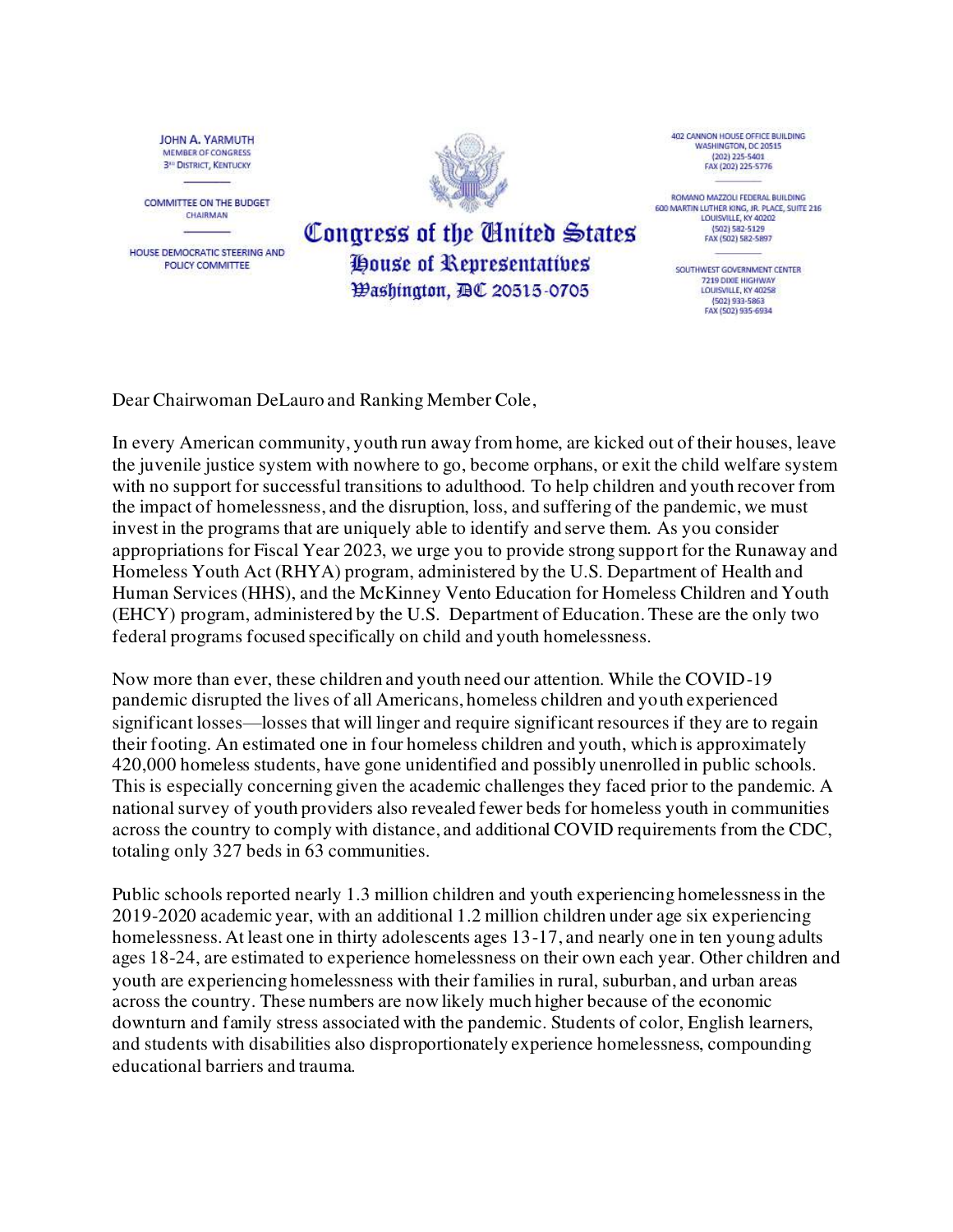JOHN A. YARMUTH
MEMBER OF CONGRESS
3RD DISTRICT, KENTUCKY

COMMITTEE ON THE BUDGET
CHAIRMAN

HOUSE DEMOCRATIC STEERING AND POLICY COMMITTEE

# Congress of the United States
## House of Representatives
### Washington, DC 20515-0705

402 CANNON HOUSE OFFICE BUILDING
WASHINGTON, DC 20515
(202) 225-5401
FAX (202) 225-5776

ROMANO MAZZOLI FEDERAL BUILDING
600 MARTIN LUTHER KING, JR. PLACE, SUITE 216
LOUISVILLE, KY 40202
(502) 582-5129
FAX (502) 582-5897

SOUTHWEST GOVERNMENT CENTER
7219 DIXIE HIGHWAY
LOUISVILLE, KY 40258
(502) 933-5863
FAX (502) 935-6934

Dear Chairwoman DeLauro and Ranking Member Cole,

In every American community, youth run away from home, are kicked out of their houses, leave the juvenile justice system with nowhere to go, become orphans, or exit the child welfare system with no support for successful transitions to adulthood. To help children and youth recover from the impact of homelessness, and the disruption, loss, and suffering of the pandemic, we must invest in the programs that are uniquely able to identify and serve them. As you consider appropriations for Fiscal Year 2023, we urge you to provide strong support for the Runaway and Homeless Youth Act (RHYA) program, administered by the U.S. Department of Health and Human Services (HHS), and the McKinney Vento Education for Homeless Children and Youth (EHCY) program, administered by the U.S. Department of Education. These are the only two federal programs focused specifically on child and youth homelessness.

Now more than ever, these children and youth need our attention. While the COVID-19 pandemic disrupted the lives of all Americans, homeless children and youth experienced significant losses—losses that will linger and require significant resources if they are to regain their footing. An estimated one in four homeless children and youth, which is approximately 420,000 homeless students, have gone unidentified and possibly unenrolled in public schools. This is especially concerning given the academic challenges they faced prior to the pandemic. A national survey of youth providers also revealed fewer beds for homeless youth in communities across the country to comply with distance, and additional COVID requirements from the CDC, totaling only 327 beds in 63 communities.

Public schools reported nearly 1.3 million children and youth experiencing homelessness in the 2019-2020 academic year, with an additional 1.2 million children under age six experiencing homelessness. At least one in thirty adolescents ages 13-17, and nearly one in ten young adults ages 18-24, are estimated to experience homelessness on their own each year. Other children and youth are experiencing homelessness with their families in rural, suburban, and urban areas across the country. These numbers are now likely much higher because of the economic downturn and family stress associated with the pandemic. Students of color, English learners, and students with disabilities also disproportionately experience homelessness, compounding educational barriers and trauma.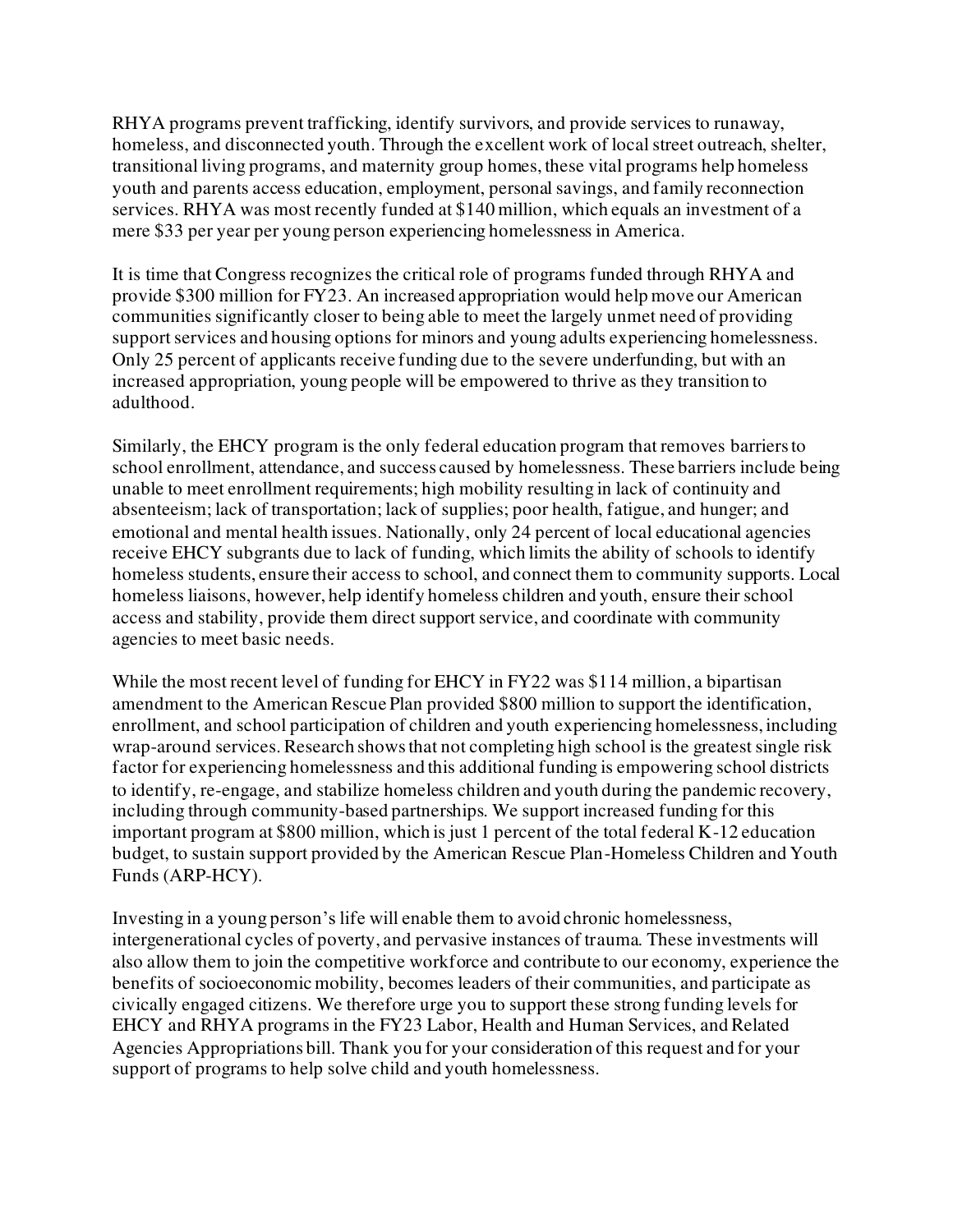RHYA programs prevent trafficking, identify survivors, and provide services to runaway, homeless, and disconnected youth. Through the excellent work of local street outreach, shelter, transitional living programs, and maternity group homes, these vital programs help homeless youth and parents access education, employment, personal savings, and family reconnection services. RHYA was most recently funded at $140 million, which equals an investment of a mere $33 per year per young person experiencing homelessness in America.

It is time that Congress recognizes the critical role of programs funded through RHYA and provide $300 million for FY23. An increased appropriation would help move our American communities significantly closer to being able to meet the largely unmet need of providing support services and housing options for minors and young adults experiencing homelessness. Only 25 percent of applicants receive funding due to the severe underfunding, but with an increased appropriation, young people will be empowered to thrive as they transition to adulthood.

Similarly, the EHCY program is the only federal education program that removes barriers to school enrollment, attendance, and success caused by homelessness. These barriers include being unable to meet enrollment requirements; high mobility resulting in lack of continuity and absenteeism; lack of transportation; lack of supplies; poor health, fatigue, and hunger; and emotional and mental health issues. Nationally, only 24 percent of local educational agencies receive EHCY subgrants due to lack of funding, which limits the ability of schools to identify homeless students, ensure their access to school, and connect them to community supports. Local homeless liaisons, however, help identify homeless children and youth, ensure their school access and stability, provide them direct support service, and coordinate with community agencies to meet basic needs.

While the most recent level of funding for EHCY in FY22 was $114 million, a bipartisan amendment to the American Rescue Plan provided $800 million to support the identification, enrollment, and school participation of children and youth experiencing homelessness, including wrap-around services. Research shows that not completing high school is the greatest single risk factor for experiencing homelessness and this additional funding is empowering school districts to identify, re-engage, and stabilize homeless children and youth during the pandemic recovery, including through community-based partnerships. We support increased funding for this important program at $800 million, which is just 1 percent of the total federal K-12 education budget, to sustain support provided by the American Rescue Plan-Homeless Children and Youth Funds (ARP-HCY).

Investing in a young person's life will enable them to avoid chronic homelessness, intergenerational cycles of poverty, and pervasive instances of trauma. These investments will also allow them to join the competitive workforce and contribute to our economy, experience the benefits of socioeconomic mobility, becomes leaders of their communities, and participate as civically engaged citizens. We therefore urge you to support these strong funding levels for EHCY and RHYA programs in the FY23 Labor, Health and Human Services, and Related Agencies Appropriations bill. Thank you for your consideration of this request and for your support of programs to help solve child and youth homelessness.